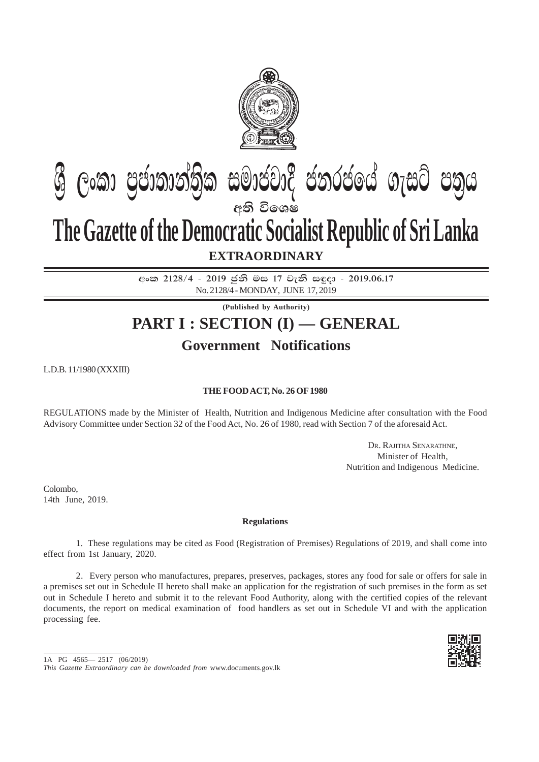# ශ්‍රී ලංකා ප්‍රජාතාන්ත්‍රික සමාජවාදී ජනරජයේ ගැසට් පත්‍රය

අති විශෙෂ

# The Gazette of the Democratic Socialist Republic of Sri Lanka

**EXTRAORDINARY**

අංක 2128/4 - 2019 ජුනි මස 17 වැනි සඳුදා - 2019.06.17

No. 2128/4 - MONDAY, JUNE 17, 2019

**(Published by Authority)**

## PART I : SECTION (I) — GENERAL

### Government Notifications

L.D.B. 11/1980 (XXXIII)

**THE FOOD ACT, No. 26 OF 1980**

REGULATIONS made by the Minister of Health, Nutrition and Indigenous Medicine after consultation with the Food Advisory Committee under Section 32 of the Food Act, No. 26 of 1980, read with Section 7 of the aforesaid Act.

DR. RAJITHA SENARATHNE,
Minister of Health,
Nutrition and Indigenous Medicine.

Colombo,
14th June, 2019.

**Regulations**

1. These regulations may be cited as Food (Registration of Premises) Regulations of 2019, and shall come into effect from 1st January, 2020.

2. Every person who manufactures, prepares, preserves, packages, stores any food for sale or offers for sale in a premises set out in Schedule II hereto shall make an application for the registration of such premises in the form as set out in Schedule I hereto and submit it to the relevant Food Authority, along with the certified copies of the relevant documents, the report on medical examination of food handlers as set out in Schedule VI and with the application processing fee.

1A PG 4565— 2517 (06/2019)

*This Gazette Extraordinary can be downloaded from* www.documents.gov.lk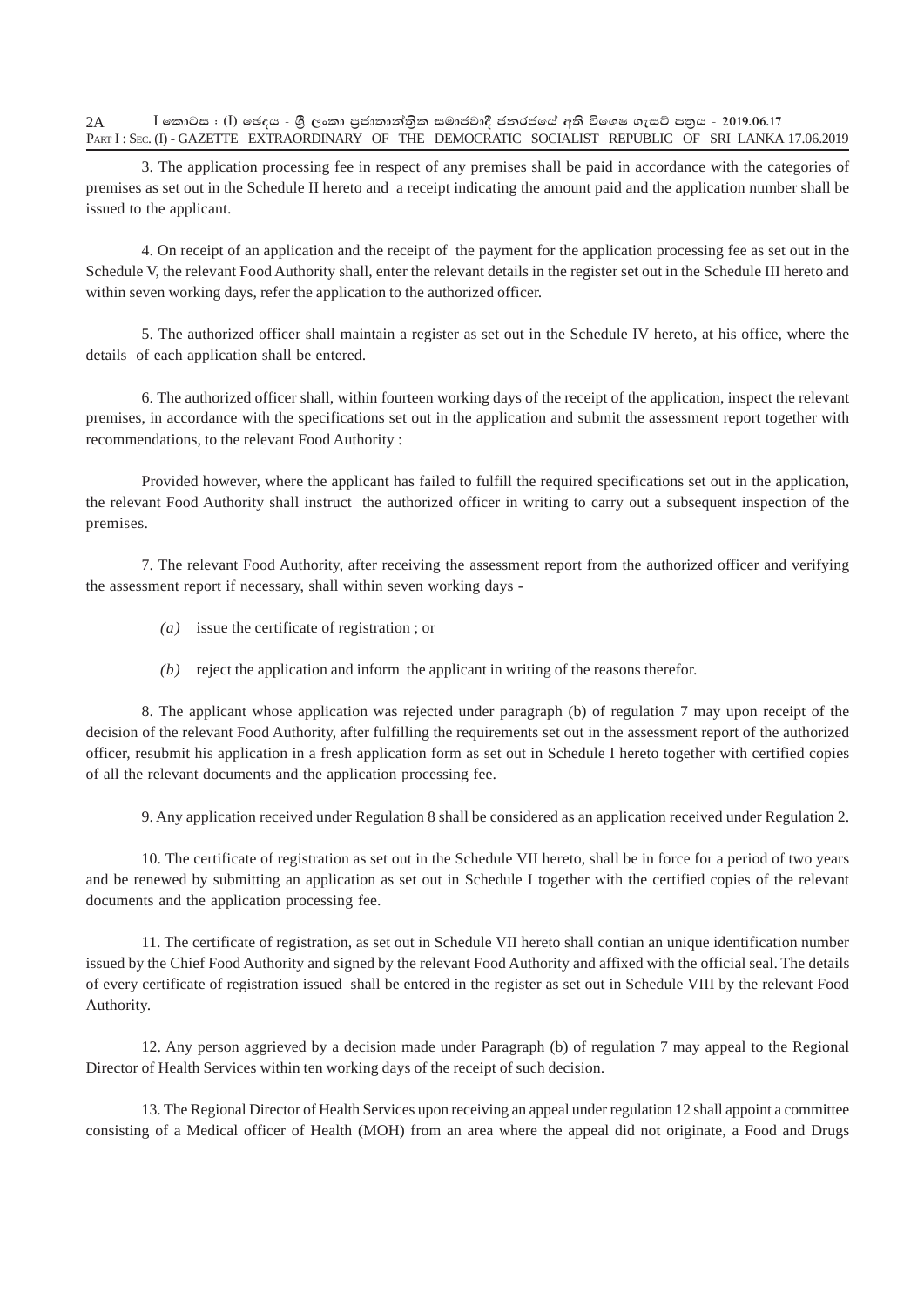3. The application processing fee in respect of any premises shall be paid in accordance with the categories of premises as set out in the Schedule II hereto and a receipt indicating the amount paid and the application number shall be issued to the applicant.

4. On receipt of an application and the receipt of the payment for the application processing fee as set out in the Schedule V, the relevant Food Authority shall, enter the relevant details in the register set out in the Schedule III hereto and within seven working days, refer the application to the authorized officer.

5. The authorized officer shall maintain a register as set out in the Schedule IV hereto, at his office, where the details of each application shall be entered.

6. The authorized officer shall, within fourteen working days of the receipt of the application, inspect the relevant premises, in accordance with the specifications set out in the application and submit the assessment report together with recommendations, to the relevant Food Authority :

Provided however, where the applicant has failed to fulfill the required specifications set out in the application, the relevant Food Authority shall instruct the authorized officer in writing to carry out a subsequent inspection of the premises.

7. The relevant Food Authority, after receiving the assessment report from the authorized officer and verifying the assessment report if necessary, shall within seven working days -

*(a)* issue the certificate of registration ; or

*(b)* reject the application and inform the applicant in writing of the reasons therefor.

8. The applicant whose application was rejected under paragraph (b) of regulation 7 may upon receipt of the decision of the relevant Food Authority, after fulfilling the requirements set out in the assessment report of the authorized officer, resubmit his application in a fresh application form as set out in Schedule I hereto together with certified copies of all the relevant documents and the application processing fee.

9. Any application received under Regulation 8 shall be considered as an application received under Regulation 2.

10. The certificate of registration as set out in the Schedule VII hereto, shall be in force for a period of two years and be renewed by submitting an application as set out in Schedule I together with the certified copies of the relevant documents and the application processing fee.

11. The certificate of registration, as set out in Schedule VII hereto shall contian an unique identification number issued by the Chief Food Authority and signed by the relevant Food Authority and affixed with the official seal. The details of every certificate of registration issued shall be entered in the register as set out in Schedule VIII by the relevant Food Authority.

12. Any person aggrieved by a decision made under Paragraph (b) of regulation 7 may appeal to the Regional Director of Health Services within ten working days of the receipt of such decision.

13. The Regional Director of Health Services upon receiving an appeal under regulation 12 shall appoint a committee consisting of a Medical officer of Health (MOH) from an area where the appeal did not originate, a Food and Drugs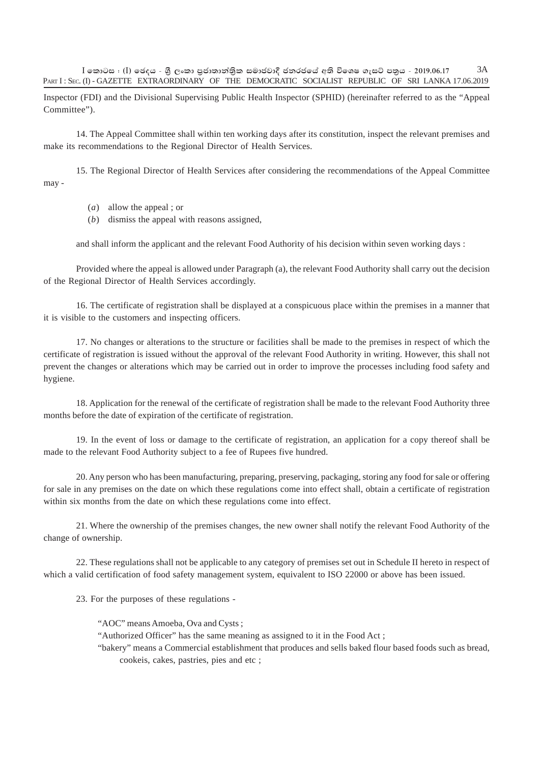Inspector (FDI) and the Divisional Supervising Public Health Inspector (SPHID) (hereinafter referred to as the "Appeal Committee").

14. The Appeal Committee shall within ten working days after its constitution, inspect the relevant premises and make its recommendations to the Regional Director of Health Services.

15. The Regional Director of Health Services after considering the recommendations of the Appeal Committee may -

(*a*) allow the appeal ; or

(*b*) dismiss the appeal with reasons assigned,

and shall inform the applicant and the relevant Food Authority of his decision within seven working days :

Provided where the appeal is allowed under Paragraph (a), the relevant Food Authority shall carry out the decision of the Regional Director of Health Services accordingly.

16. The certificate of registration shall be displayed at a conspicuous place within the premises in a manner that it is visible to the customers and inspecting officers.

17. No changes or alterations to the structure or facilities shall be made to the premises in respect of which the certificate of registration is issued without the approval of the relevant Food Authority in writing. However, this shall not prevent the changes or alterations which may be carried out in order to improve the processes including food safety and hygiene.

18. Application for the renewal of the certificate of registration shall be made to the relevant Food Authority three months before the date of expiration of the certificate of registration.

19. In the event of loss or damage to the certificate of registration, an application for a copy thereof shall be made to the relevant Food Authority subject to a fee of Rupees five hundred.

20. Any person who has been manufacturing, preparing, preserving, packaging, storing any food for sale or offering for sale in any premises on the date on which these regulations come into effect shall, obtain a certificate of registration within six months from the date on which these regulations come into effect.

21. Where the ownership of the premises changes, the new owner shall notify the relevant Food Authority of the change of ownership.

22. These regulations shall not be applicable to any category of premises set out in Schedule II hereto in respect of which a valid certification of food safety management system, equivalent to ISO 22000 or above has been issued.

23. For the purposes of these regulations -

"AOC" means Amoeba, Ova and Cysts ;

"Authorized Officer" has the same meaning as assigned to it in the Food Act ;

"bakery" means a Commercial establishment that produces and sells baked flour based foods such as bread, cookeis, cakes, pastries, pies and etc ;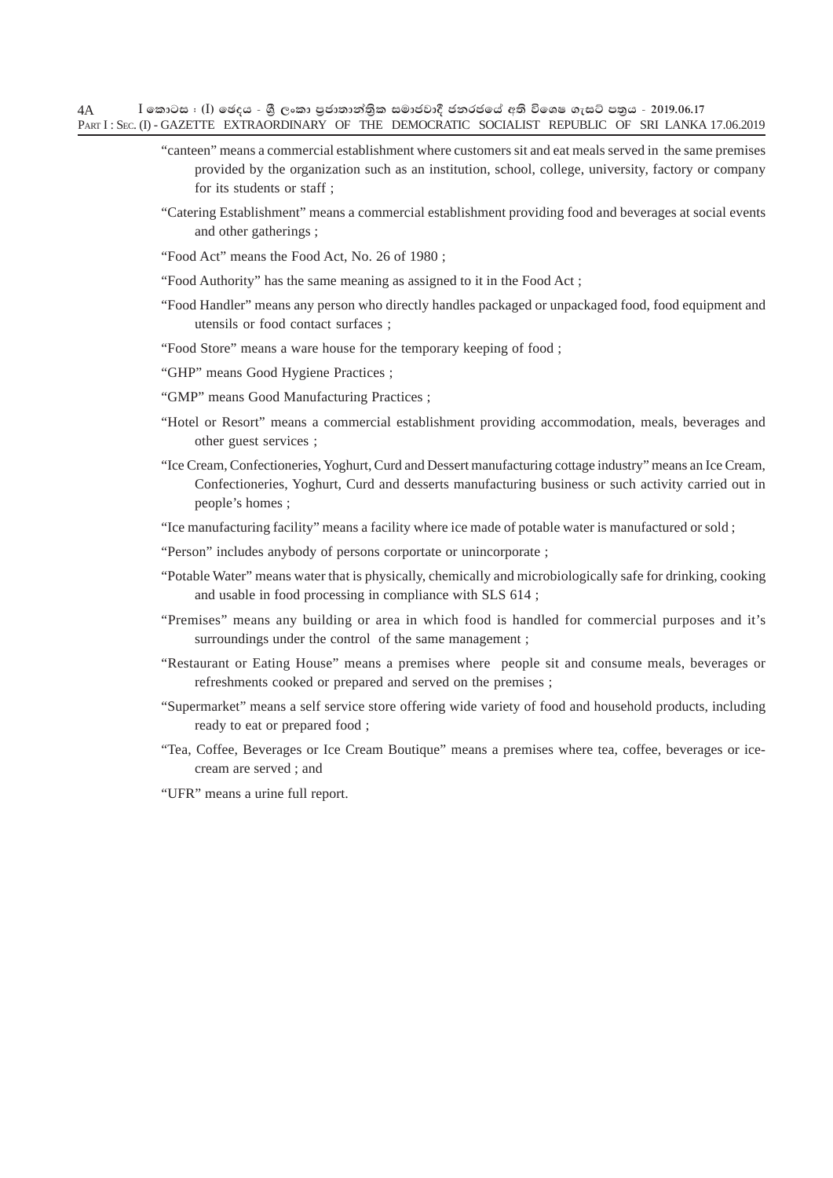"canteen" means a commercial establishment where customers sit and eat meals served in the same premises provided by the organization such as an institution, school, college, university, factory or company for its students or staff ;

"Catering Establishment" means a commercial establishment providing food and beverages at social events and other gatherings ;

"Food Act" means the Food Act, No. 26 of 1980 ;

"Food Authority" has the same meaning as assigned to it in the Food Act ;

"Food Handler" means any person who directly handles packaged or unpackaged food, food equipment and utensils or food contact surfaces ;

"Food Store" means a ware house for the temporary keeping of food ;

"GHP" means Good Hygiene Practices ;

"GMP" means Good Manufacturing Practices ;

"Hotel or Resort" means a commercial establishment providing accommodation, meals, beverages and other guest services ;

"Ice Cream, Confectioneries, Yoghurt, Curd and Dessert manufacturing cottage industry" means an Ice Cream, Confectioneries, Yoghurt, Curd and desserts manufacturing business or such activity carried out in people's homes ;

"Ice manufacturing facility" means a facility where ice made of potable water is manufactured or sold ;

"Person" includes anybody of persons corportate or unincorporate ;

"Potable Water" means water that is physically, chemically and microbiologically safe for drinking, cooking and usable in food processing in compliance with SLS 614 ;

"Premises" means any building or area in which food is handled for commercial purposes and it's surroundings under the control of the same management ;

"Restaurant or Eating House" means a premises where people sit and consume meals, beverages or refreshments cooked or prepared and served on the premises ;

"Supermarket" means a self service store offering wide variety of food and household products, including ready to eat or prepared food ;

"Tea, Coffee, Beverages or Ice Cream Boutique" means a premises where tea, coffee, beverages or ice-cream are served ; and

"UFR" means a urine full report.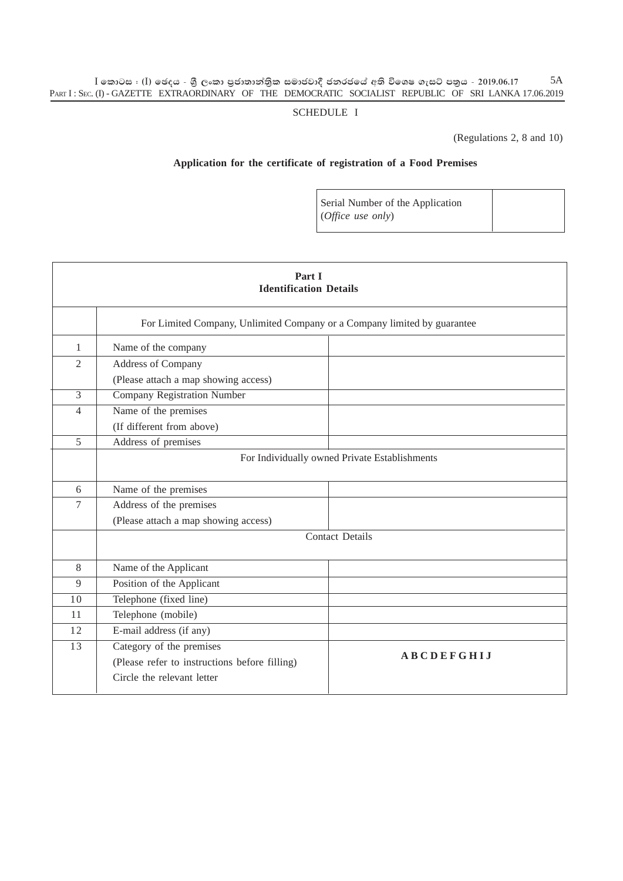SCHEDULE I

(Regulations 2, 8 and 10)

**Application for the certificate of registration of a Food Premises**

| Serial Number of the Application (*Office use only*) | |
|---|---|

| **Part I** **Identification Details** | | |
|---|---|---|
| | For Limited Company, Unlimited Company or a Company limited by guarantee | |
| 1 | Name of the company | |
| 2 | Address of Company (Please attach a map showing access) | |
| 3 | Company Registration Number | |
| 4 | Name of the premises (If different from above) | |
| 5 | Address of premises | |
| | For Individually owned Private Establishments | |
| 6 | Name of the premises | |
| 7 | Address of the premises (Please attach a map showing access) | |
| | Contact Details | |
| 8 | Name of the Applicant | |
| 9 | Position of the Applicant | |
| 10 | Telephone (fixed line) | |
| 11 | Telephone (mobile) | |
| 12 | E-mail address (if any) | |
| 13 | Category of the premises (Please refer to instructions before filling) Circle the relevant letter | **A B C D E F G H I J** |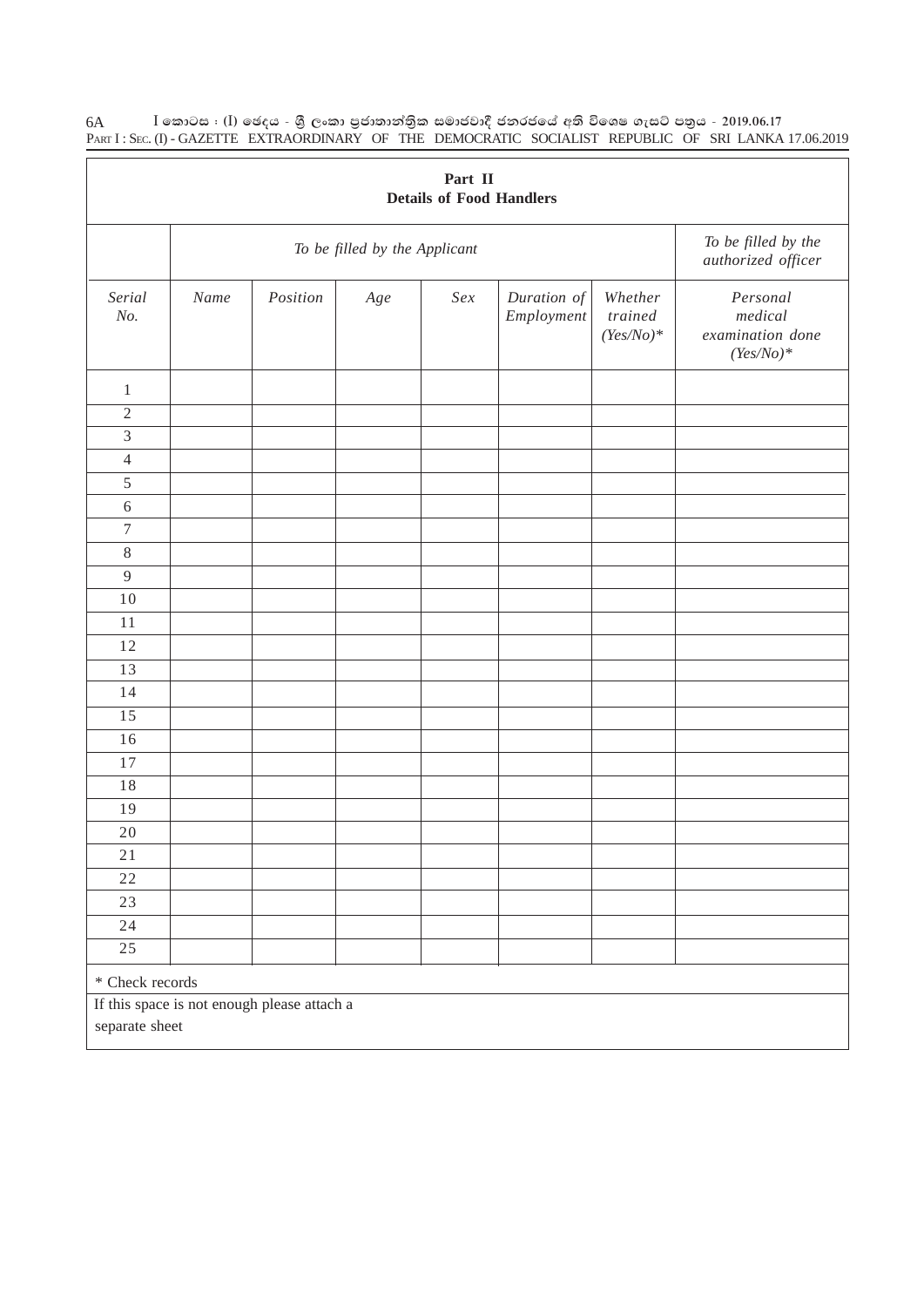## Part II
## Details of Food Handlers

| | To be filled by the Applicant | | | | | | To be filled by the authorized officer |
|---|---|---|---|---|---|---|---|
| *Serial No.* | *Name* | *Position* | *Age* | *Sex* | *Duration of Employment* | *Whether trained (Yes/No)** | *Personal medical examination done (Yes/No)** |
| 1 | | | | | | | |
| 2 | | | | | | | |
| 3 | | | | | | | |
| 4 | | | | | | | |
| 5 | | | | | | | |
| 6 | | | | | | | |
| 7 | | | | | | | |
| 8 | | | | | | | |
| 9 | | | | | | | |
| 10 | | | | | | | |
| 11 | | | | | | | |
| 12 | | | | | | | |
| 13 | | | | | | | |
| 14 | | | | | | | |
| 15 | | | | | | | |
| 16 | | | | | | | |
| 17 | | | | | | | |
| 18 | | | | | | | |
| 19 | | | | | | | |
| 20 | | | | | | | |
| 21 | | | | | | | |
| 22 | | | | | | | |
| 23 | | | | | | | |
| 24 | | | | | | | |
| 25 | | | | | | | |

* Check records

If this space is not enough please attach a separate sheet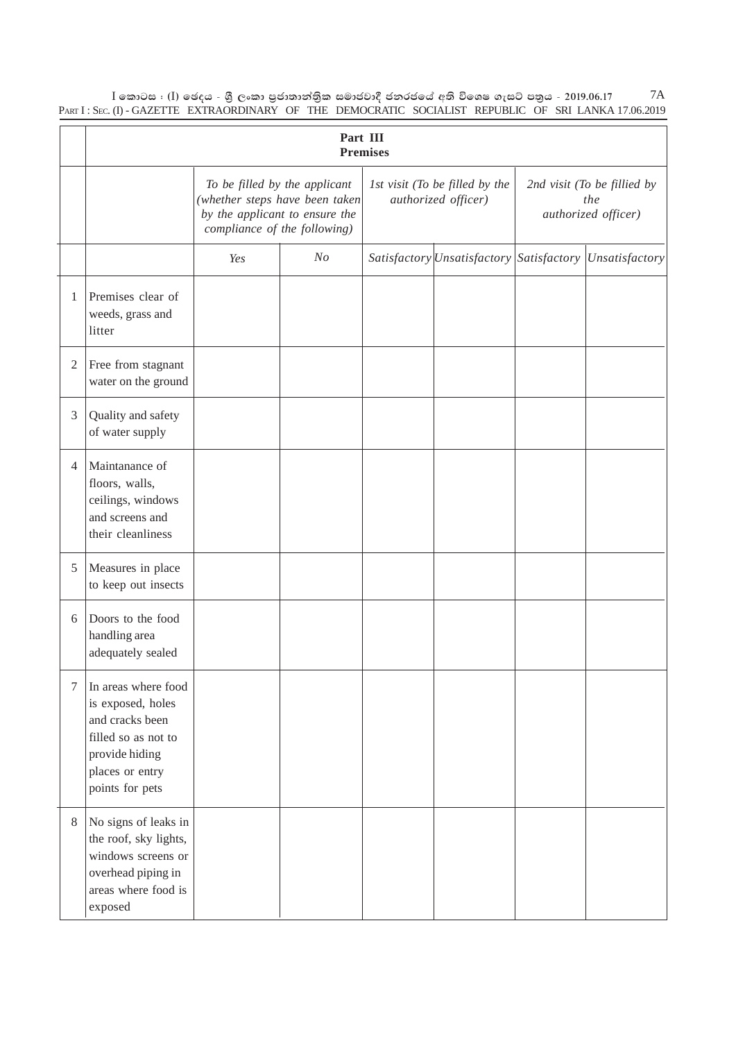| | Part III<br>Premises | | | | | | |
|---|---|---|---|---|---|---|---|
| | | *To be filled by the applicant (whether steps have been taken by the applicant to ensure the compliance of the following)* | | *1st visit (To be filled by the authorized officer)* | | *2nd visit (To be fillied by the authorized officer)* | |
| | | *Yes* | *No* | *Satisfactory* | *Unsatisfactory* | *Satisfactory* | *Unsatisfactory* |
| 1 | Premises clear of weeds, grass and litter | | | | | | |
| 2 | Free from stagnant water on the ground | | | | | | |
| 3 | Quality and safety of water supply | | | | | | |
| 4 | Maintanance of floors, walls, ceilings, windows and screens and their cleanliness | | | | | | |
| 5 | Measures in place to keep out insects | | | | | | |
| 6 | Doors to the food handling area adequately sealed | | | | | | |
| 7 | In areas where food is exposed, holes and cracks been filled so as not to provide hiding places or entry points for pets | | | | | | |
| 8 | No signs of leaks in the roof, sky lights, windows screens or overhead piping in areas where food is exposed | | | | | | |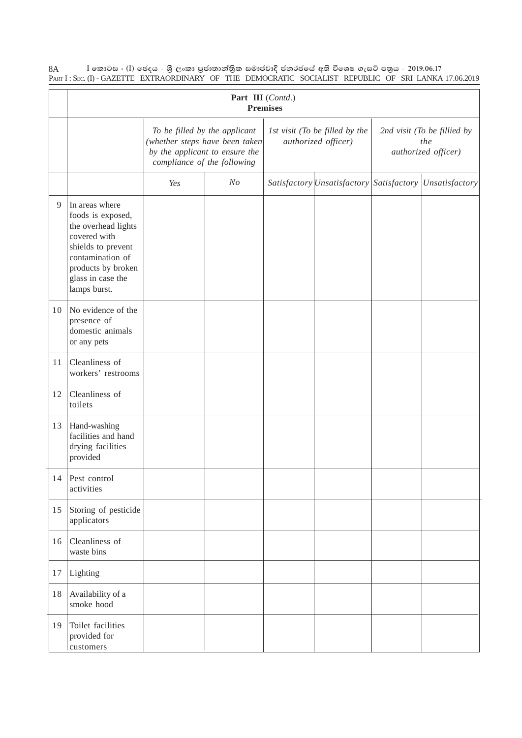| | Part III (*Contd.*) Premises | | | | | | |
|---|---|---|---|---|---|---|---|
| | | *To be filled by the applicant (whether steps have been taken by the applicant to ensure the compliance of the following* | | *1st visit (To be filled by the authorized officer)* | | *2nd visit (To be fillied by the authorized officer)* | |
| | | *Yes* | *No* | *Satisfactory* | *Unsatisfactory* | *Satisfactory* | *Unsatisfactory* |
| 9 | In areas where foods is exposed, the overhead lights covered with shields to prevent contamination of products by broken glass in case the lamps burst. | | | | | | |
| 10 | No evidence of the presence of domestic animals or any pets | | | | | | |
| 11 | Cleanliness of workers' restrooms | | | | | | |
| 12 | Cleanliness of toilets | | | | | | |
| 13 | Hand-washing facilities and hand drying facilities provided | | | | | | |
| 14 | Pest control activities | | | | | | |
| 15 | Storing of pesticide applicators | | | | | | |
| 16 | Cleanliness of waste bins | | | | | | |
| 17 | Lighting | | | | | | |
| 18 | Availability of a smoke hood | | | | | | |
| 19 | Toilet facilities provided for customers | | | | | | |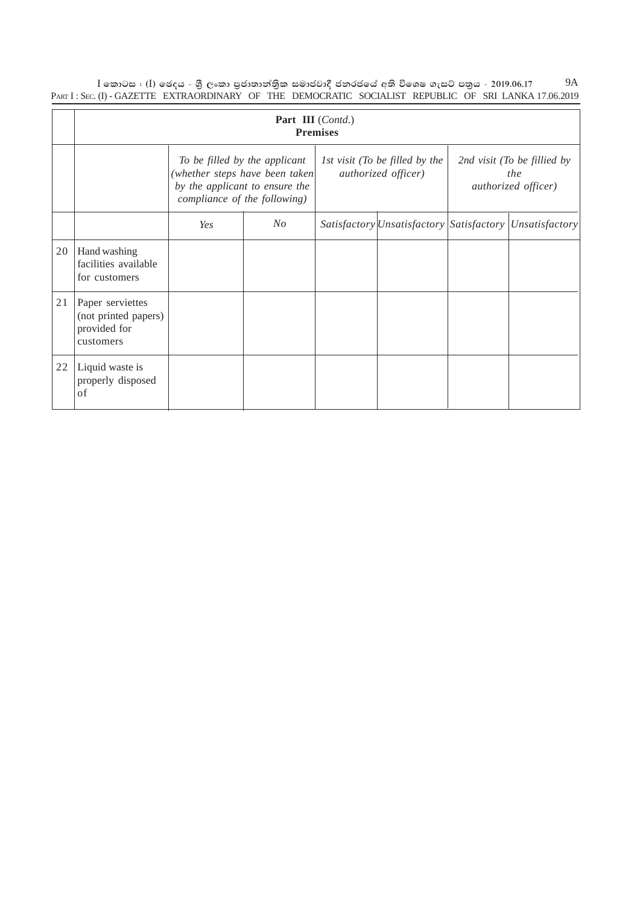| | Part III (*Contd.*) Premises | | | | | | |
|---|---|---|---|---|---|---|---|
| | | *To be filled by the applicant (whether steps have been taken by the applicant to ensure the compliance of the following)* | | *1st visit (To be filled by the authorized officer)* | | *2nd visit (To be fillied by the authorized officer)* | |
| | | *Yes* | *No* | *Satisfactory* | *Unsatisfactory* | *Satisfactory* | *Unsatisfactory* |
| 20 | Hand washing facilities available for customers | | | | | | |
| 21 | Paper serviettes (not printed papers) provided for customers | | | | | | |
| 22 | Liquid waste is properly disposed of | | | | | | |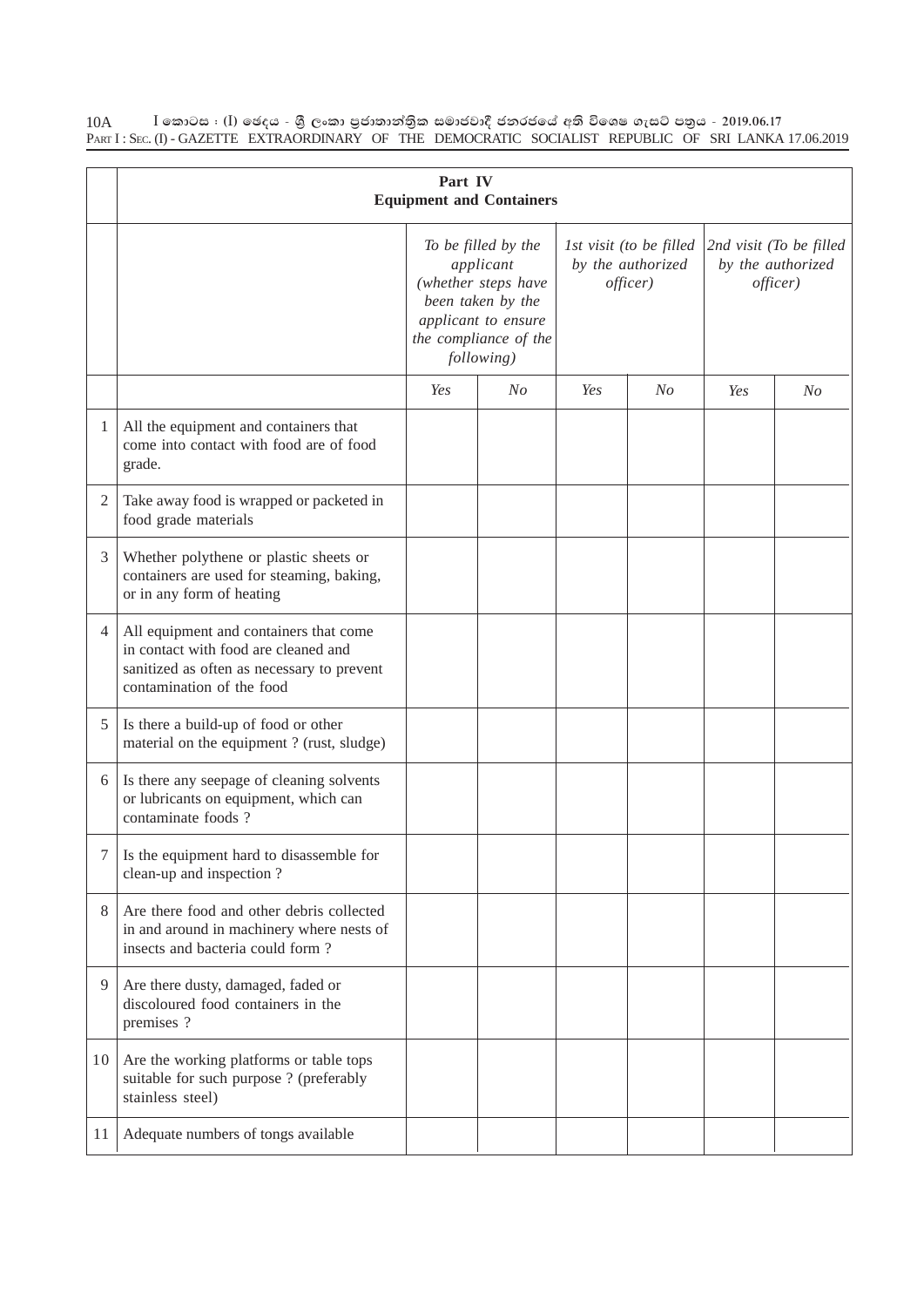| | Part IV Equipment and Containers | | | | | | |
|---|---|---|---|---|---|---|---|
| | | *To be filled by the applicant (whether steps have been taken by the applicant to ensure the compliance of the following)* | | *1st visit (to be filled by the authorized officer)* | | *2nd visit (To be filled by the authorized officer)* | |
| | | *Yes* | *No* | *Yes* | *No* | *Yes* | *No* |
| 1 | All the equipment and containers that come into contact with food are of food grade. | | | | | | |
| 2 | Take away food is wrapped or packeted in food grade materials | | | | | | |
| 3 | Whether polythene or plastic sheets or containers are used for steaming, baking, or in any form of heating | | | | | | |
| 4 | All equipment and containers that come in contact with food are cleaned and sanitized as often as necessary to prevent contamination of the food | | | | | | |
| 5 | Is there a build-up of food or other material on the equipment ? (rust, sludge) | | | | | | |
| 6 | Is there any seepage of cleaning solvents or lubricants on equipment, which can contaminate foods ? | | | | | | |
| 7 | Is the equipment hard to disassemble for clean-up and inspection ? | | | | | | |
| 8 | Are there food and other debris collected in and around in machinery where nests of insects and bacteria could form ? | | | | | | |
| 9 | Are there dusty, damaged, faded or discoloured food containers in the premises ? | | | | | | |
| 10 | Are the working platforms or table tops suitable for such purpose ? (preferably stainless steel) | | | | | | |
| 11 | Adequate numbers of tongs available | | | | | | |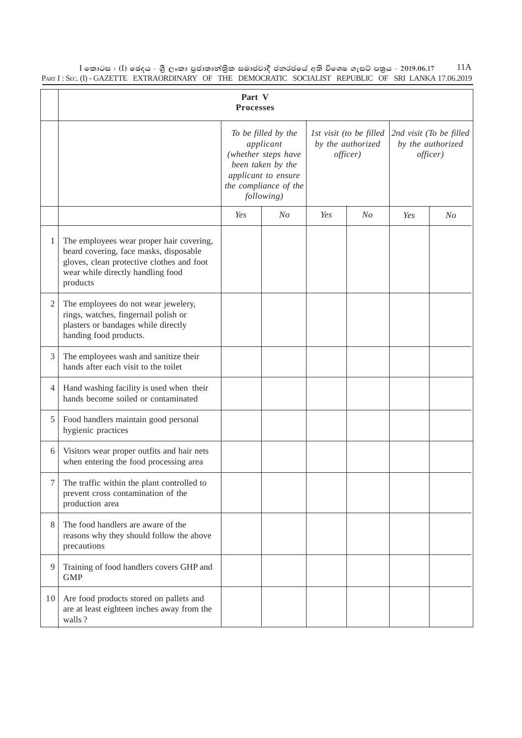| | Part V Processes | | | | | | |
|---|---|---|---|---|---|---|---|
| | | *To be filled by the applicant (whether steps have been taken by the applicant to ensure the compliance of the following)* | | *1st visit (to be filled by the authorized officer)* | | *2nd visit (To be filled by the authorized officer)* | |
| | | *Yes* | *No* | *Yes* | *No* | *Yes* | *No* |
| 1 | The employees wear proper hair covering, beard covering, face masks, disposable gloves, clean protective clothes and foot wear while directly handling food products | | | | | | |
| 2 | The employees do not wear jewelery, rings, watches, fingernail polish or plasters or bandages while directly handing food products. | | | | | | |
| 3 | The employees wash and sanitize their hands after each visit to the toilet | | | | | | |
| 4 | Hand washing facility is used when their hands become soiled or contaminated | | | | | | |
| 5 | Food handlers maintain good personal hygienic practices | | | | | | |
| 6 | Visitors wear proper outfits and hair nets when entering the food processing area | | | | | | |
| 7 | The traffic within the plant controlled to prevent cross contamination of the production area | | | | | | |
| 8 | The food handlers are aware of the reasons why they should follow the above precautions | | | | | | |
| 9 | Training of food handlers covers GHP and GMP | | | | | | |
| 10 | Are food products stored on pallets and are at least eighteen inches away from the walls ? | | | | | | |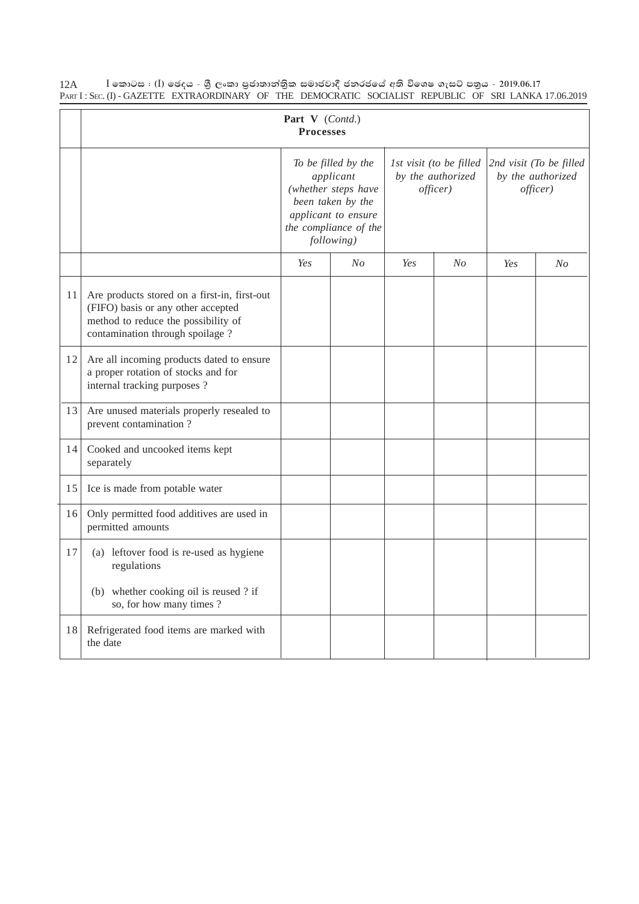| | **Part V** (*Contd.*) **Processes** | | | | | | |
|---|---|---|---|---|---|---|---|
| | | *To be filled by the applicant (whether steps have been taken by the applicant to ensure the compliance of the following)* | | *1st visit (to be filled by the authorized officer)* | | *2nd visit (To be filled by the authorized officer)* | |
| | | *Yes* | *No* | *Yes* | *No* | *Yes* | *No* |
| 11 | Are products stored on a first-in, first-out (FIFO) basis or any other accepted method to reduce the possibility of contamination through spoilage ? | | | | | | |
| 12 | Are all incoming products dated to ensure a proper rotation of stocks and for internal tracking purposes ? | | | | | | |
| 13 | Are unused materials properly resealed to prevent contamination ? | | | | | | |
| 14 | Cooked and uncooked items kept separately | | | | | | |
| 15 | Ice is made from potable water | | | | | | |
| 16 | Only permitted food additives are used in permitted amounts | | | | | | |
| 17 | (a) leftover food is re-used as hygiene regulations<br><br>(b) whether cooking oil is reused ? if so, for how many times ? | | | | | | |
| 18 | Refrigerated food items are marked with the date | | | | | | |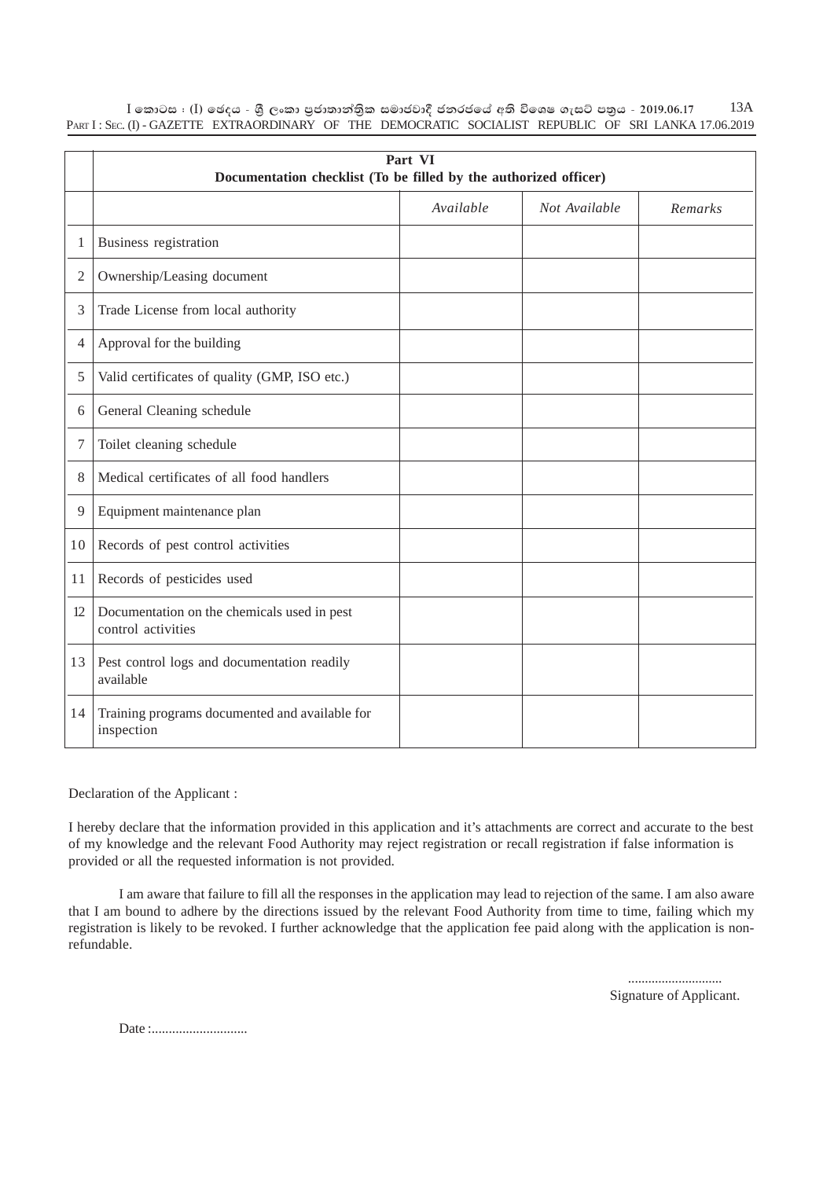| | **Part VI**<br>**Documentation checklist (To be filled by the authorized officer)** | | | |
|---|---|---|---|---|
| | | *Available* | *Not Available* | *Remarks* |
| 1 | Business registration | | | |
| 2 | Ownership/Leasing document | | | |
| 3 | Trade License from local authority | | | |
| 4 | Approval for the building | | | |
| 5 | Valid certificates of quality (GMP, ISO etc.) | | | |
| 6 | General Cleaning schedule | | | |
| 7 | Toilet cleaning schedule | | | |
| 8 | Medical certificates of all food handlers | | | |
| 9 | Equipment maintenance plan | | | |
| 10 | Records of pest control activities | | | |
| 11 | Records of pesticides used | | | |
| 12 | Documentation on the chemicals used in pest control activities | | | |
| 13 | Pest control logs and documentation readily available | | | |
| 14 | Training programs documented and available for inspection | | | |

Declaration of the Applicant :

I hereby declare that the information provided in this application and it's attachments are correct and accurate to the best of my knowledge and the relevant Food Authority may reject registration or recall registration if false information is provided or all the requested information is not provided.

I am aware that failure to fill all the responses in the application may lead to rejection of the same. I am also aware that I am bound to adhere by the directions issued by the relevant Food Authority from time to time, failing which my registration is likely to be revoked. I further acknowledge that the application fee paid along with the application is non-refundable.

............................
Signature of Applicant.

Date :............................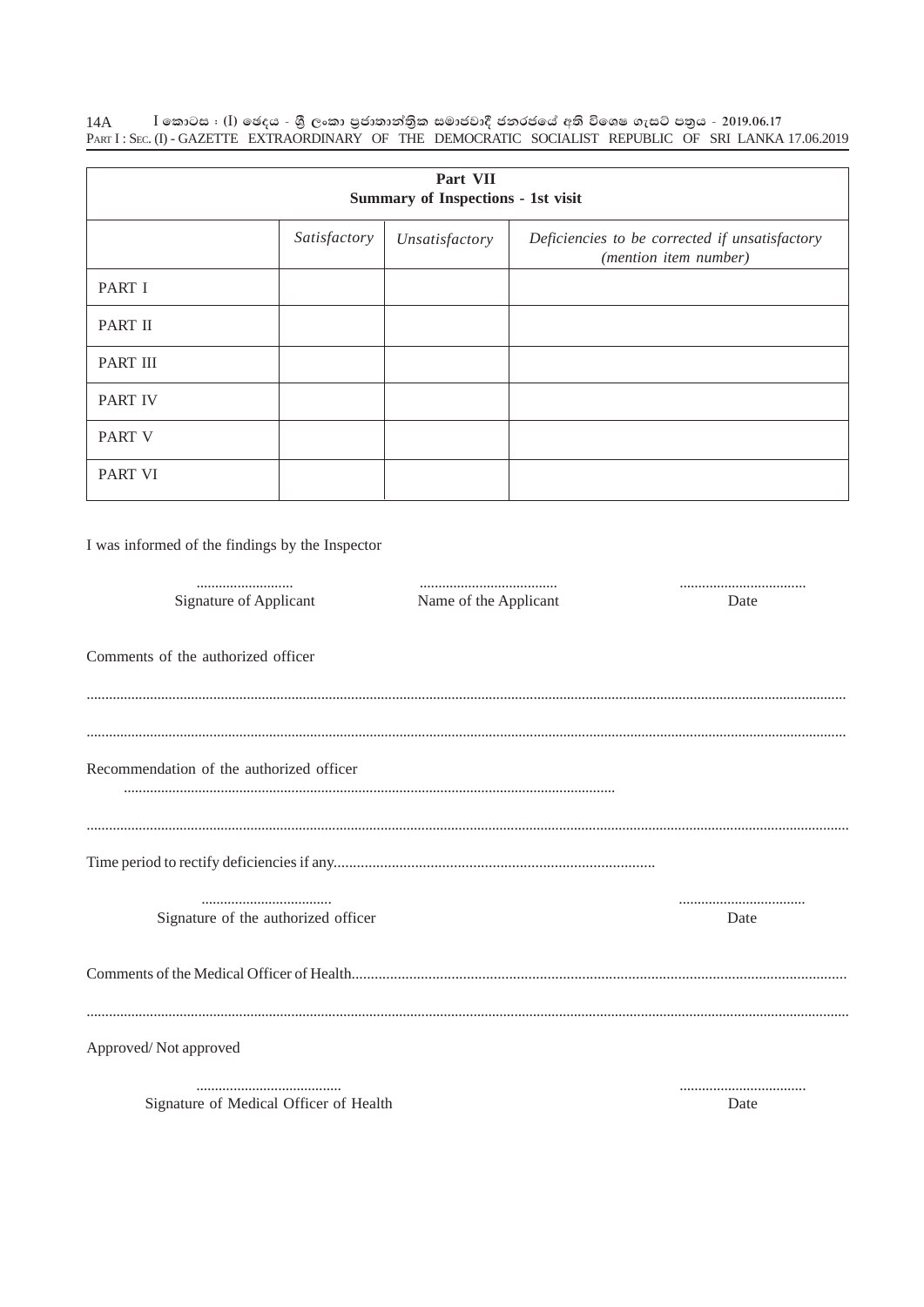| Part VII Summary of Inspections - 1st visit | | | |
|---|---|---|---|
| | *Satisfactory* | *Unsatisfactory* | *Deficiencies to be corrected if unsatisfactory (mention item number)* |
| PART I | | | |
| PART II | | | |
| PART III | | | |
| PART IV | | | |
| PART V | | | |
| PART VI | | | |

I was informed of the findings by the Inspector

| .......................... | ..................................... | .................................. |
|---|---|---|
| Signature of Applicant | Name of the Applicant | Date |

Comments of the authorized officer

.................................................................................................................................................................................................

.................................................................................................................................................................................................

Recommendation of the authorized officer

.................................................................................................................................

.................................................................................................................................................................................................

Time period to rectify deficiencies if any...................................................................................

| .................................. | .................................. |
|---|---|
| Signature of the authorized officer | Date |

Comments of the Medical Officer of Health.................................................................................................................................

.................................................................................................................................................................................................

Approved/ Not approved

| ....................................... | .................................. |
|---|---|
| Signature of Medical Officer of Health | Date |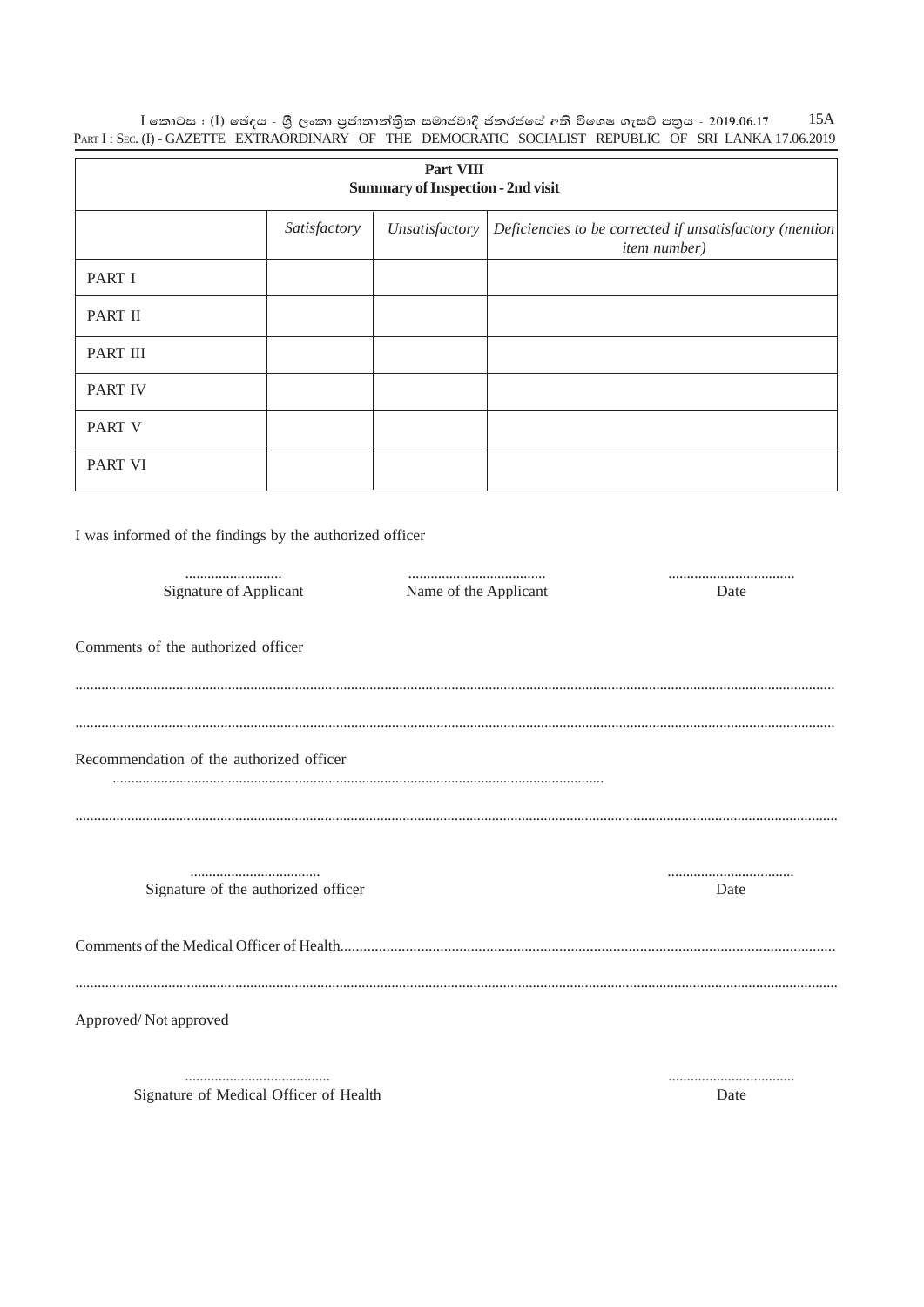| Part VIII<br>Summary of Inspection - 2nd visit | | | |
|---|---|---|---|
| | *Satisfactory* | *Unsatisfactory* | *Deficiencies to be corrected if unsatisfactory (mention item number)* |
| PART I | | | |
| PART II | | | |
| PART III | | | |
| PART IV | | | |
| PART V | | | |
| PART VI | | | |

I was informed of the findings by the authorized officer

| .......................... | ..................................... | .................................. |
|---|---|---|
| Signature of Applicant | Name of the Applicant | Date |

Comments of the authorized officer

..................................................................................................................................................................................................

..................................................................................................................................................................................................

Recommendation of the authorized officer

..................................................................................................................................

..................................................................................................................................................................................................

| ................................... | .................................. |
|---|---|
| Signature of the authorized officer | Date |

Comments of the Medical Officer of Health.................................................................................................................................

..................................................................................................................................................................................................

Approved/ Not approved

| ....................................... | .................................. |
|---|---|
| Signature of Medical Officer of Health | Date |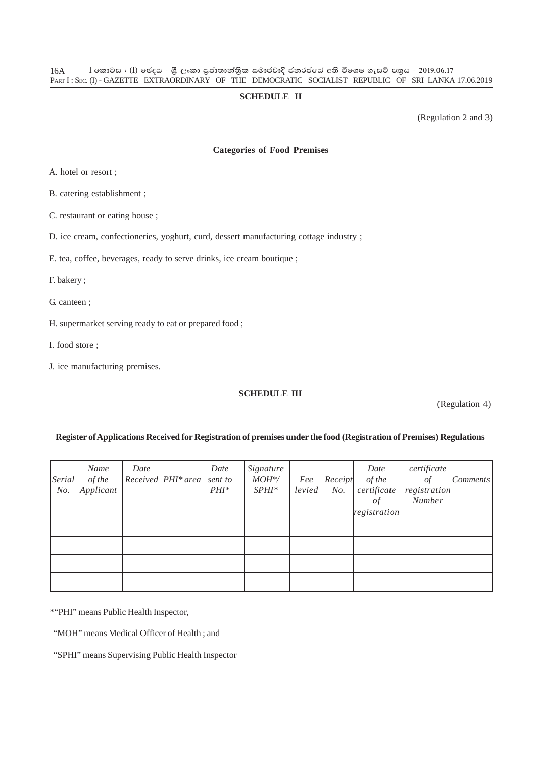## SCHEDULE II

(Regulation 2 and 3)

### Categories of Food Premises

A. hotel or resort ;

B. catering establishment ;

C. restaurant or eating house ;

D. ice cream, confectioneries, yoghurt, curd, dessert manufacturing cottage industry ;

E. tea, coffee, beverages, ready to serve drinks, ice cream boutique ;

F. bakery ;

G. canteen ;

H. supermarket serving ready to eat or prepared food ;

I. food store ;

J. ice manufacturing premises.

## SCHEDULE III

(Regulation 4)

### Register of Applications Received for Registration of premises under the food (Registration of Premises) Regulations

| *Serial No.* | *Name of the Applicant* | *Date Received* | *PHI* area* | *Date sent to PHI** | *Signature MOH*/ SPHI** | *Fee levied* | *Receipt No.* | *Date of the certificate of registration* | *certificate of registration Number* | *Comments* |
|---|---|---|---|---|---|---|---|---|---|---|
| | | | | | | | | | | |
| | | | | | | | | | | |
| | | | | | | | | | | |
| | | | | | | | | | | |

*"PHI" means Public Health Inspector,

"MOH" means Medical Officer of Health ; and

"SPHI" means Supervising Public Health Inspector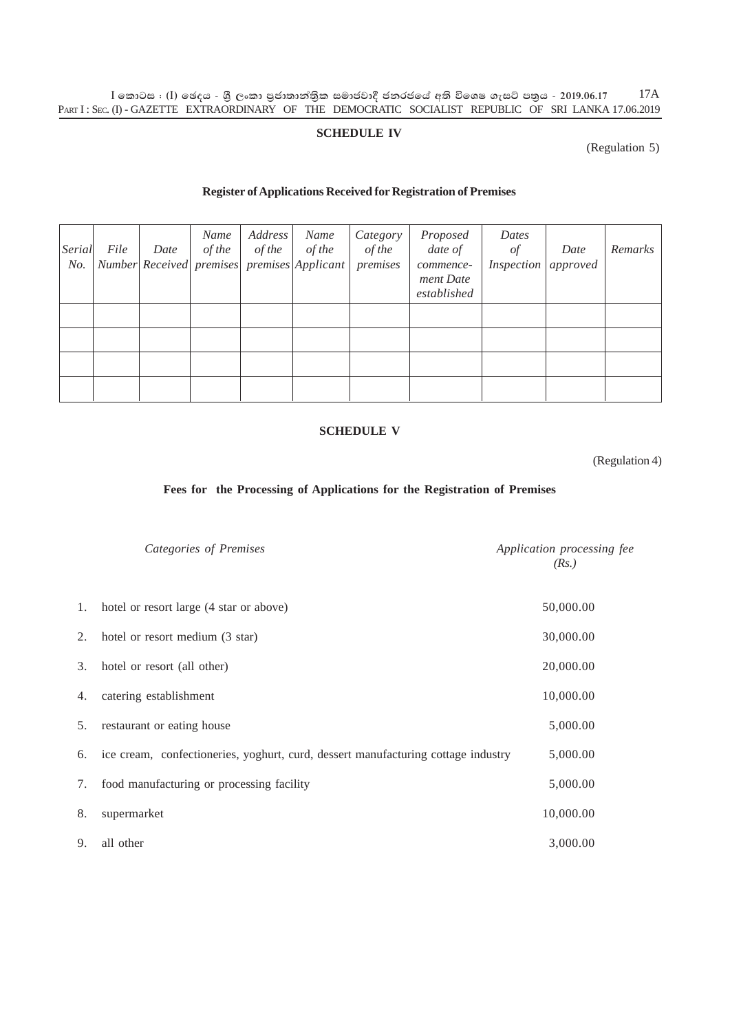## SCHEDULE IV

(Regulation 5)

### Register of Applications Received for Registration of Premises

| *Serial No.* | *File Number* | *Date Received* | *Name of the premises* | *Address of the premises* | *Name of the Applicant* | *Category of the premises* | *Proposed date of commence- ment Date established* | *Dates of Inspection* | *Date approved* | *Remarks* |
|---|---|---|---|---|---|---|---|---|---|---|
| | | | | | | | | | | |
| | | | | | | | | | | |
| | | | | | | | | | | |
| | | | | | | | | | | |

## SCHEDULE V

(Regulation 4)

### Fees for the Processing of Applications for the Registration of Premises

| | *Categories of Premises* | *Application processing fee (Rs.)* |
|---|---|---|
| 1. | hotel or resort large (4 star or above) | 50,000.00 |
| 2. | hotel or resort medium (3 star) | 30,000.00 |
| 3. | hotel or resort (all other) | 20,000.00 |
| 4. | catering establishment | 10,000.00 |
| 5. | restaurant or eating house | 5,000.00 |
| 6. | ice cream, confectioneries, yoghurt, curd, dessert manufacturing cottage industry | 5,000.00 |
| 7. | food manufacturing or processing facility | 5,000.00 |
| 8. | supermarket | 10,000.00 |
| 9. | all other | 3,000.00 |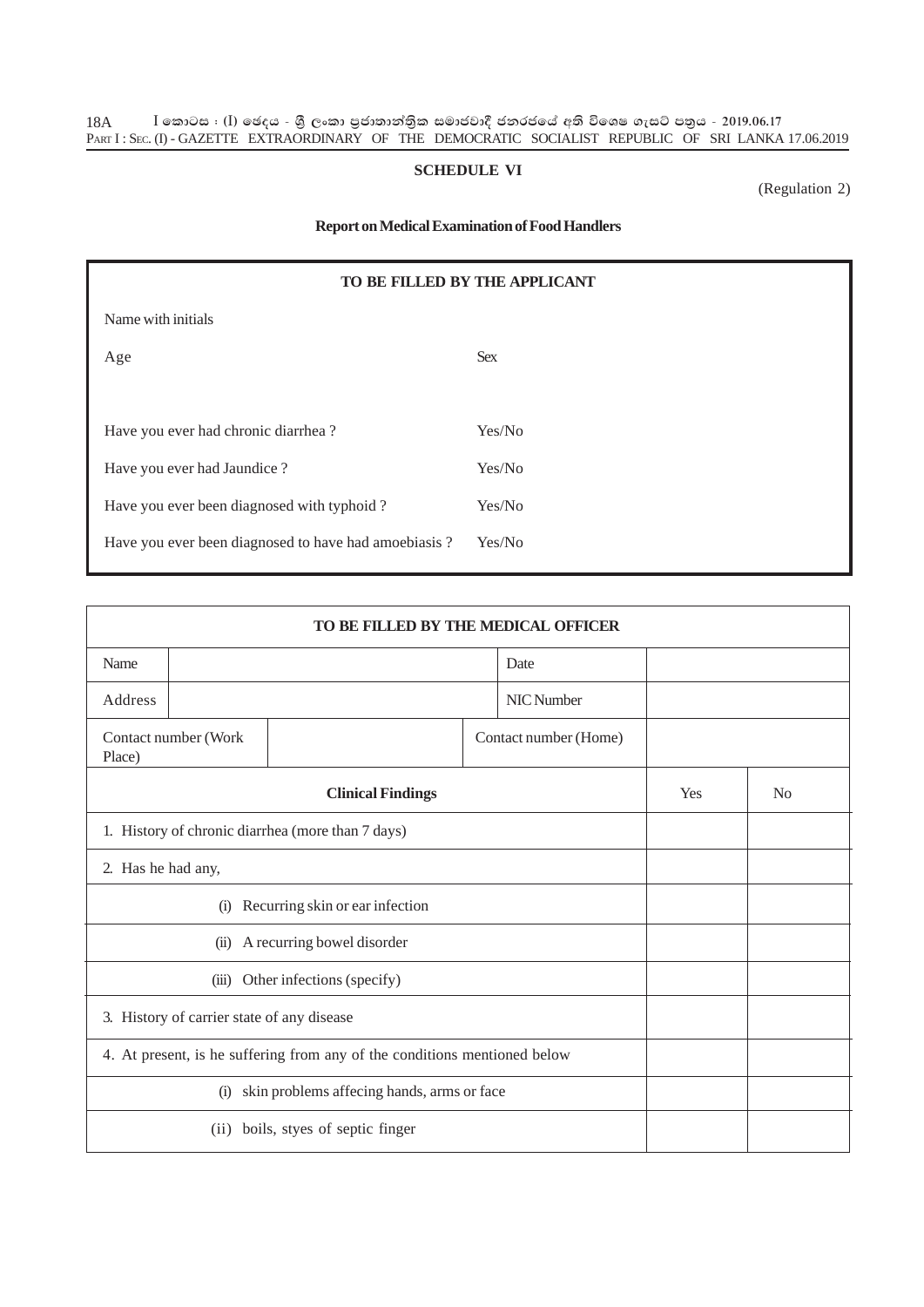## SCHEDULE VI

(Regulation 2)

### Report on Medical Examination of Food Handlers

| TO BE FILLED BY THE APPLICANT | |
|---|---|
| Name with initials | |
| Age | Sex |
| Have you ever had chronic diarrhea ? | Yes/No |
| Have you ever had Jaundice ? | Yes/No |
| Have you ever been diagnosed with typhoid ? | Yes/No |
| Have you ever been diagnosed to have had amoebiasis ? | Yes/No |

| TO BE FILLED BY THE MEDICAL OFFICER | | | | | |
|---|---|---|---|---|---|
| Name | | | Date | | |
| Address | | | NIC Number | | |
| Contact number (Work Place) | | | Contact number (Home) | | |
| **Clinical Findings** | | | | Yes | No |
| 1. History of chronic diarrhea (more than 7 days) | | | | | |
| 2. Has he had any, | | | | | |
| (i) Recurring skin or ear infection | | | | | |
| (ii) A recurring bowel disorder | | | | | |
| (iii) Other infections (specify) | | | | | |
| 3. History of carrier state of any disease | | | | | |
| 4. At present, is he suffering from any of the conditions mentioned below | | | | | |
| (i) skin problems affecing hands, arms or face | | | | | |
| (ii) boils, styes of septic finger | | | | | |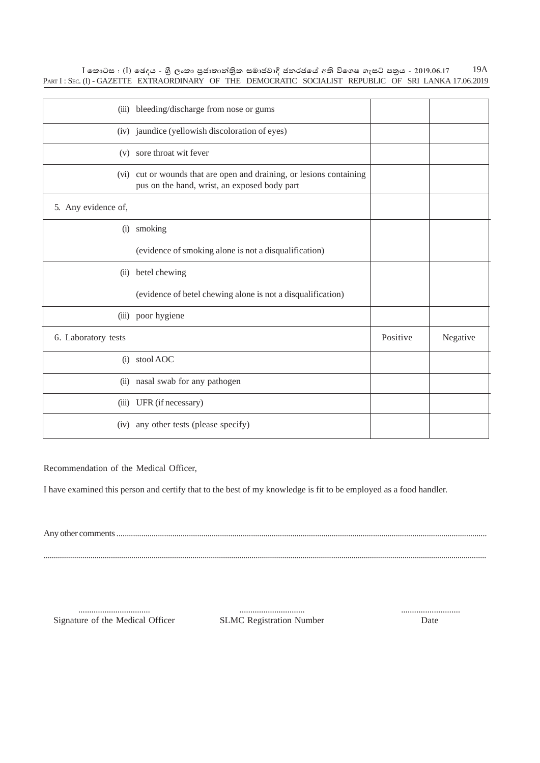| | | |
|---|---|---|
| (iii) bleeding/discharge from nose or gums | | |
| (iv) jaundice (yellowish discoloration of eyes) | | |
| (v) sore throat wit fever | | |
| (vi) cut or wounds that are open and draining, or lesions containing pus on the hand, wrist, an exposed body part | | |
| 5. Any evidence of, | | |
| (i) smoking<br><br>(evidence of smoking alone is not a disqualification) | | |
| (ii) betel chewing<br><br>(evidence of betel chewing alone is not a disqualification) | | |
| (iii) poor hygiene | | |
| 6. Laboratory tests | Positive | Negative |
| (i) stool AOC | | |
| (ii) nasal swab for any pathogen | | |
| (iii) UFR (if necessary) | | |
| (iv) any other tests (please specify) | | |

Recommendation of the Medical Officer,

I have examined this person and certify that to the best of my knowledge is fit to be employed as a food handler.

Any other comments ......................................................................................................................................................................

..........................................................................................................................................................................................................

| ................................. | .............................. | ........................... |
|---|---|---|
| Signature of the Medical Officer | SLMC Registration Number | Date |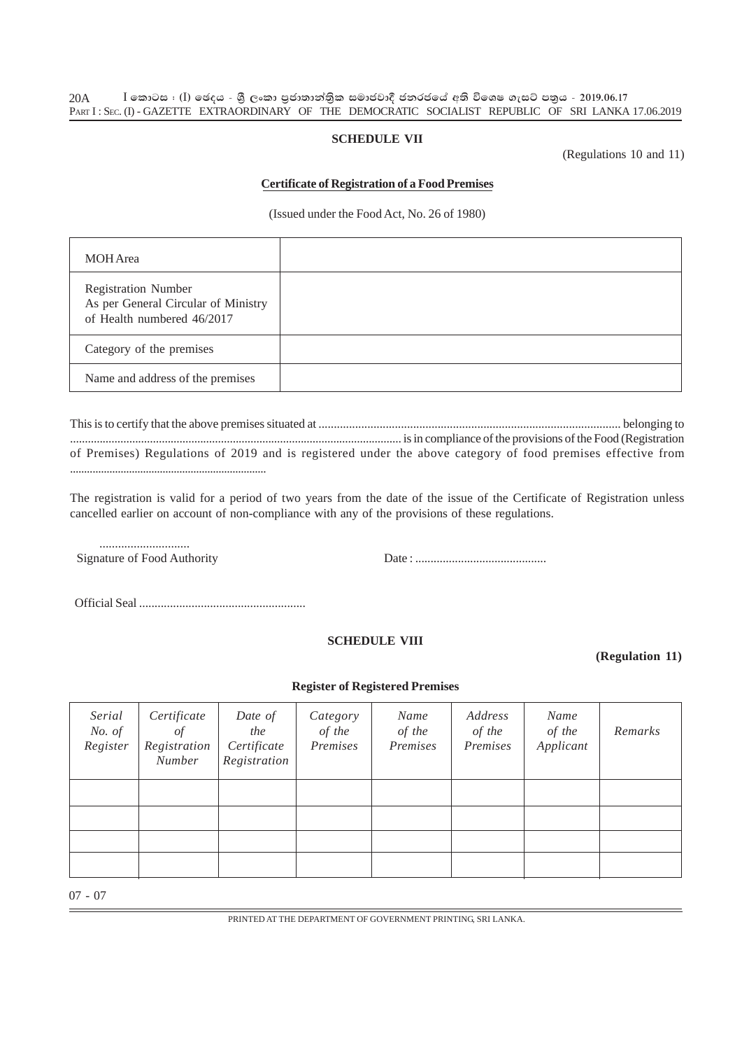## SCHEDULE VII

(Regulations 10 and 11)

### Certificate of Registration of a Food Premises

(Issued under the Food Act, No. 26 of 1980)

| | |
|---|---|
| MOH Area | |
| Registration Number As per General Circular of Ministry of Health numbered 46/2017 | |
| Category of the premises | |
| Name and address of the premises | |

This is to certify that the above premises situated at .................................................................................................. belonging to .............................................................................................................. is in compliance of the provisions of the Food (Registration of Premises) Regulations of 2019 and is registered under the above category of food premises effective from .....................................................................

The registration is valid for a period of two years from the date of the issue of the Certificate of Registration unless cancelled earlier on account of non-compliance with any of the provisions of these regulations.

.............................
Signature of Food Authority

Date : ...........................................

Official Seal ......................................................

## SCHEDULE VIII

**(Regulation 11)**

### Register of Registered Premises

| *Serial No. of Register* | *Certificate of Registration Number* | *Date of the Certificate Registration* | *Category of the Premises* | *Name of the Premises* | *Address of the Premises* | *Name of the Applicant* | *Remarks* |
|---|---|---|---|---|---|---|---|
| | | | | | | | |
| | | | | | | | |
| | | | | | | | |
| | | | | | | | |

07 - 07

PRINTED AT THE DEPARTMENT OF GOVERNMENT PRINTING, SRI LANKA.